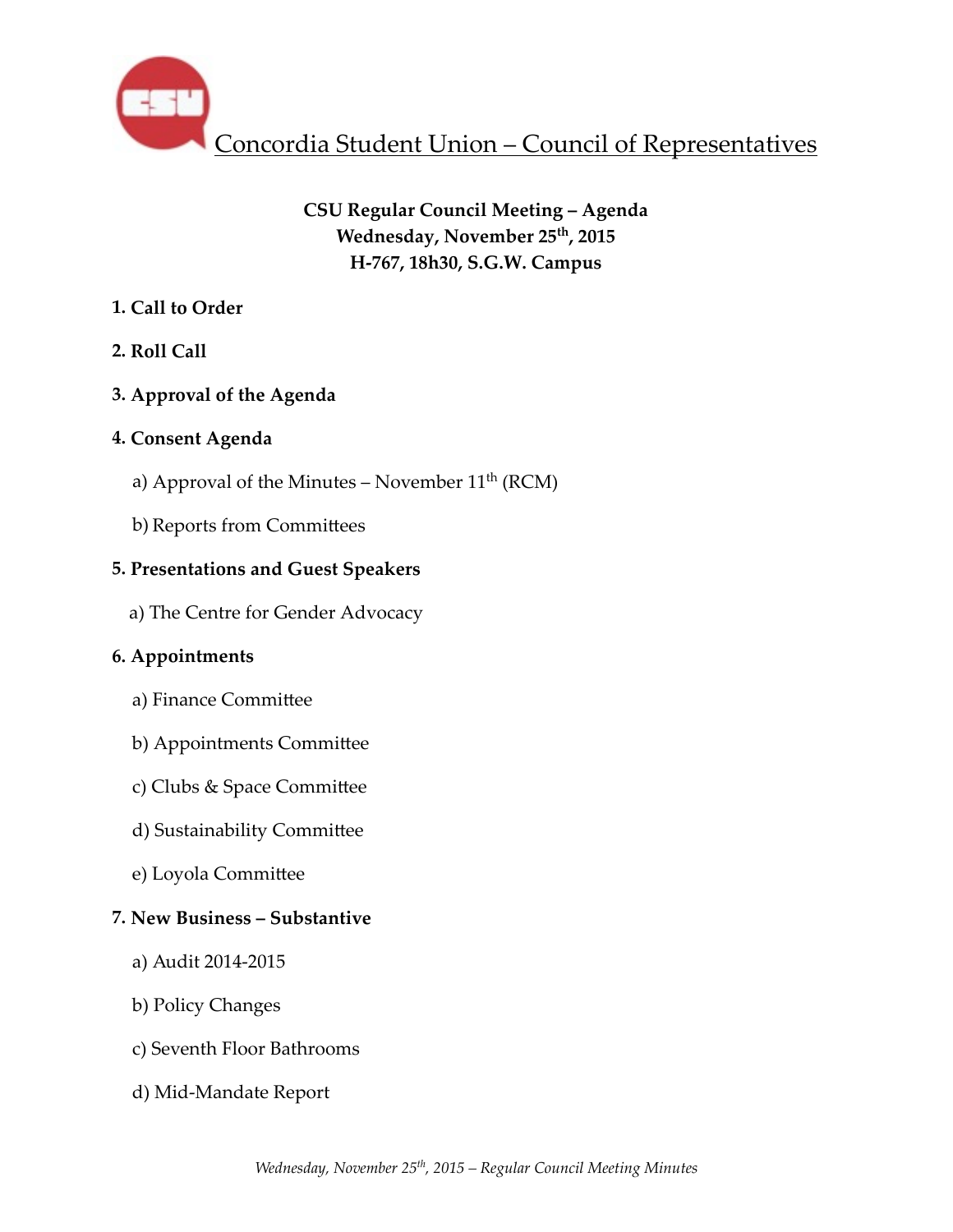# Concordia Student Union – Council of Representatives

**CSU Regular Council Meeting – Agenda**
**Wednesday, November 25th, 2015**
**H-767, 18h30, S.G.W. Campus**

**1. Call to Order**

**2. Roll Call**

**3. Approval of the Agenda**

**4. Consent Agenda**

a) Approval of the Minutes – November 11th (RCM)

b) Reports from Committees

**5. Presentations and Guest Speakers**

a) The Centre for Gender Advocacy

**6. Appointments**

a) Finance Committee

b) Appointments Committee

c) Clubs & Space Committee

d) Sustainability Committee

e) Loyola Committee

**7. New Business – Substantive**

a) Audit 2014-2015

b) Policy Changes

c) Seventh Floor Bathrooms

d) Mid-Mandate Report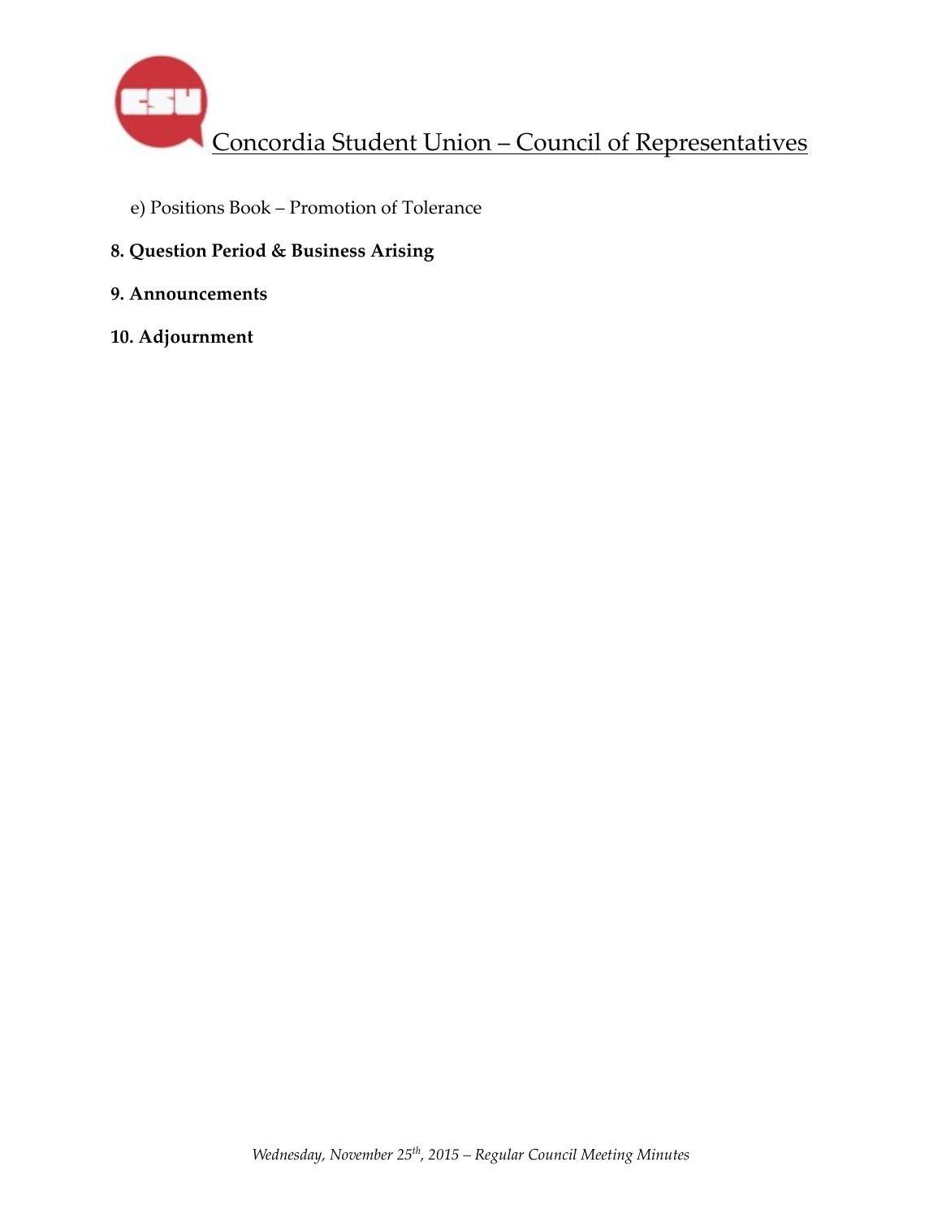e) Positions Book – Promotion of Tolerance

**8. Question Period & Business Arising**

**9. Announcements**

**10. Adjournment**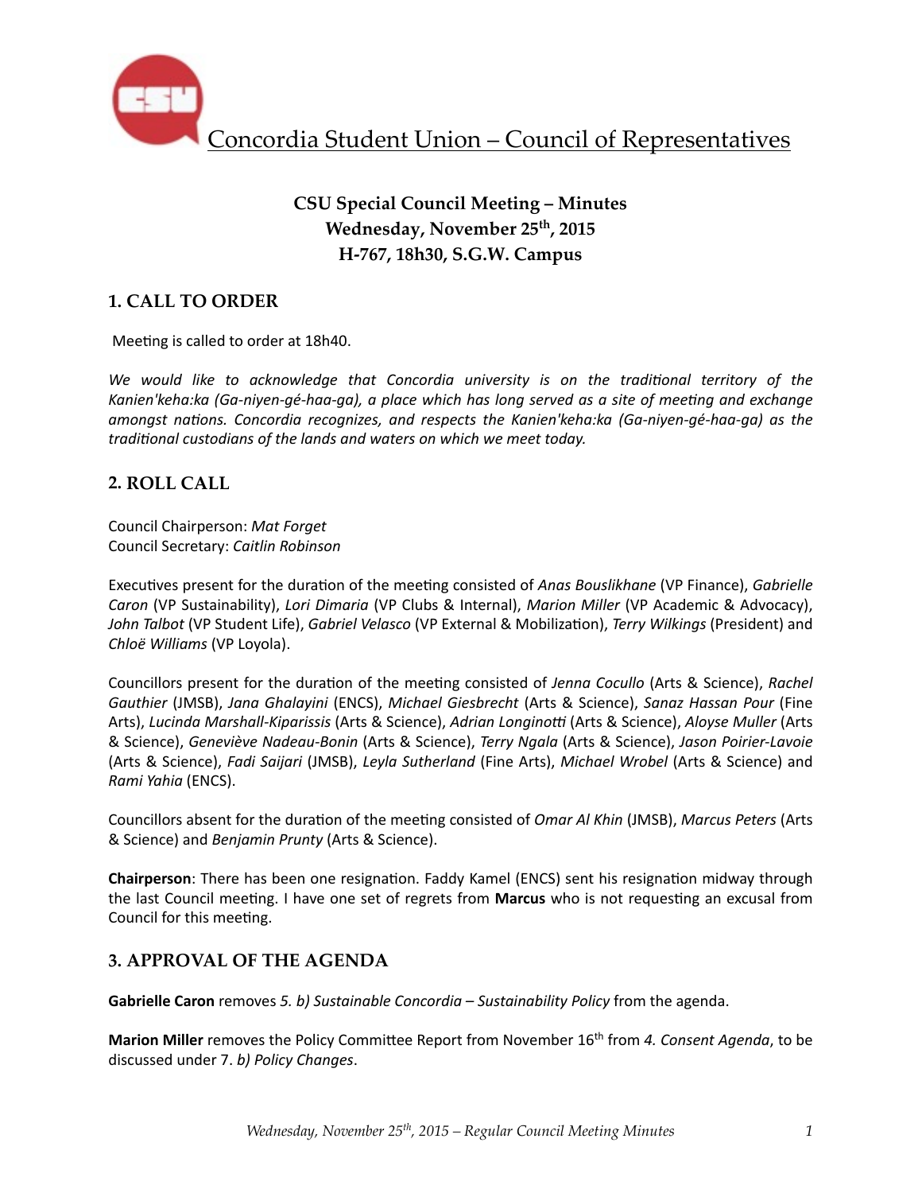# Concordia Student Union – Council of Representatives

**CSU Special Council Meeting – Minutes**
**Wednesday, November 25th, 2015**
**H-767, 18h30, S.G.W. Campus**

## 1. CALL TO ORDER

Meeting is called to order at 18h40.

*We would like to acknowledge that Concordia university is on the traditional territory of the Kanien'keha:ka (Ga-niyen-gé-haa-ga), a place which has long served as a site of meeting and exchange amongst nations. Concordia recognizes, and respects the Kanien'keha:ka (Ga-niyen-gé-haa-ga) as the traditional custodians of the lands and waters on which we meet today.*

## 2. ROLL CALL

Council Chairperson: *Mat Forget*
Council Secretary: *Caitlin Robinson*

Executives present for the duration of the meeting consisted of *Anas Bouslikhane* (VP Finance), *Gabrielle Caron* (VP Sustainability), *Lori Dimaria* (VP Clubs & Internal), *Marion Miller* (VP Academic & Advocacy), *John Talbot* (VP Student Life), *Gabriel Velasco* (VP External & Mobilization), *Terry Wilkings* (President) and *Chloë Williams* (VP Loyola).

Councillors present for the duration of the meeting consisted of *Jenna Cocullo* (Arts & Science), *Rachel Gauthier* (JMSB), *Jana Ghalayini* (ENCS), *Michael Giesbrecht* (Arts & Science), *Sanaz Hassan Pour* (Fine Arts), *Lucinda Marshall-Kiparissis* (Arts & Science), *Adrian Longinotti* (Arts & Science), *Aloyse Muller* (Arts & Science), *Geneviève Nadeau-Bonin* (Arts & Science), *Terry Ngala* (Arts & Science), *Jason Poirier-Lavoie* (Arts & Science), *Fadi Saijari* (JMSB), *Leyla Sutherland* (Fine Arts), *Michael Wrobel* (Arts & Science) and *Rami Yahia* (ENCS).

Councillors absent for the duration of the meeting consisted of *Omar Al Khin* (JMSB), *Marcus Peters* (Arts & Science) and *Benjamin Prunty* (Arts & Science).

**Chairperson**: There has been one resignation. Faddy Kamel (ENCS) sent his resignation midway through the last Council meeting. I have one set of regrets from **Marcus** who is not requesting an excusal from Council for this meeting.

## 3. APPROVAL OF THE AGENDA

**Gabrielle Caron** removes *5. b) Sustainable Concordia – Sustainability Policy* from the agenda.

**Marion Miller** removes the Policy Committee Report from November 16th from *4. Consent Agenda*, to be discussed under 7. *b) Policy Changes*.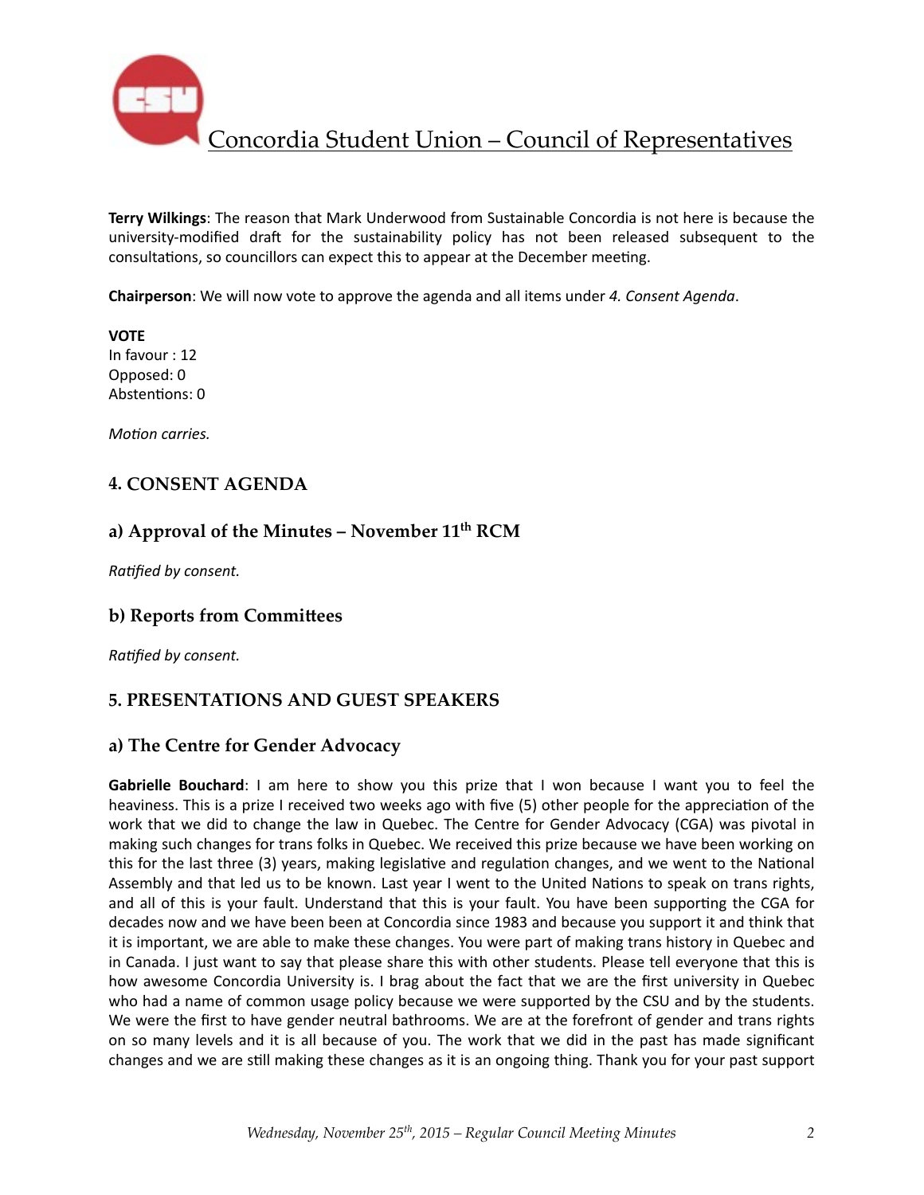**Terry Wilkings**: The reason that Mark Underwood from Sustainable Concordia is not here is because the university-modified draft for the sustainability policy has not been released subsequent to the consultations, so councillors can expect this to appear at the December meeting.

**Chairperson**: We will now vote to approve the agenda and all items under *4. Consent Agenda*.

**VOTE**
In favour : 12
Opposed: 0
Abstentions: 0

*Motion carries.*

## 4. CONSENT AGENDA

### a) Approval of the Minutes – November 11th RCM

*Ratified by consent.*

### b) Reports from Committees

*Ratified by consent.*

## 5. PRESENTATIONS AND GUEST SPEAKERS

### a) The Centre for Gender Advocacy

**Gabrielle Bouchard**: I am here to show you this prize that I won because I want you to feel the heaviness. This is a prize I received two weeks ago with five (5) other people for the appreciation of the work that we did to change the law in Quebec. The Centre for Gender Advocacy (CGA) was pivotal in making such changes for trans folks in Quebec. We received this prize because we have been working on this for the last three (3) years, making legislative and regulation changes, and we went to the National Assembly and that led us to be known. Last year I went to the United Nations to speak on trans rights, and all of this is your fault. Understand that this is your fault. You have been supporting the CGA for decades now and we have been been at Concordia since 1983 and because you support it and think that it is important, we are able to make these changes. You were part of making trans history in Quebec and in Canada. I just want to say that please share this with other students. Please tell everyone that this is how awesome Concordia University is. I brag about the fact that we are the first university in Quebec who had a name of common usage policy because we were supported by the CSU and by the students. We were the first to have gender neutral bathrooms. We are at the forefront of gender and trans rights on so many levels and it is all because of you. The work that we did in the past has made significant changes and we are still making these changes as it is an ongoing thing. Thank you for your past support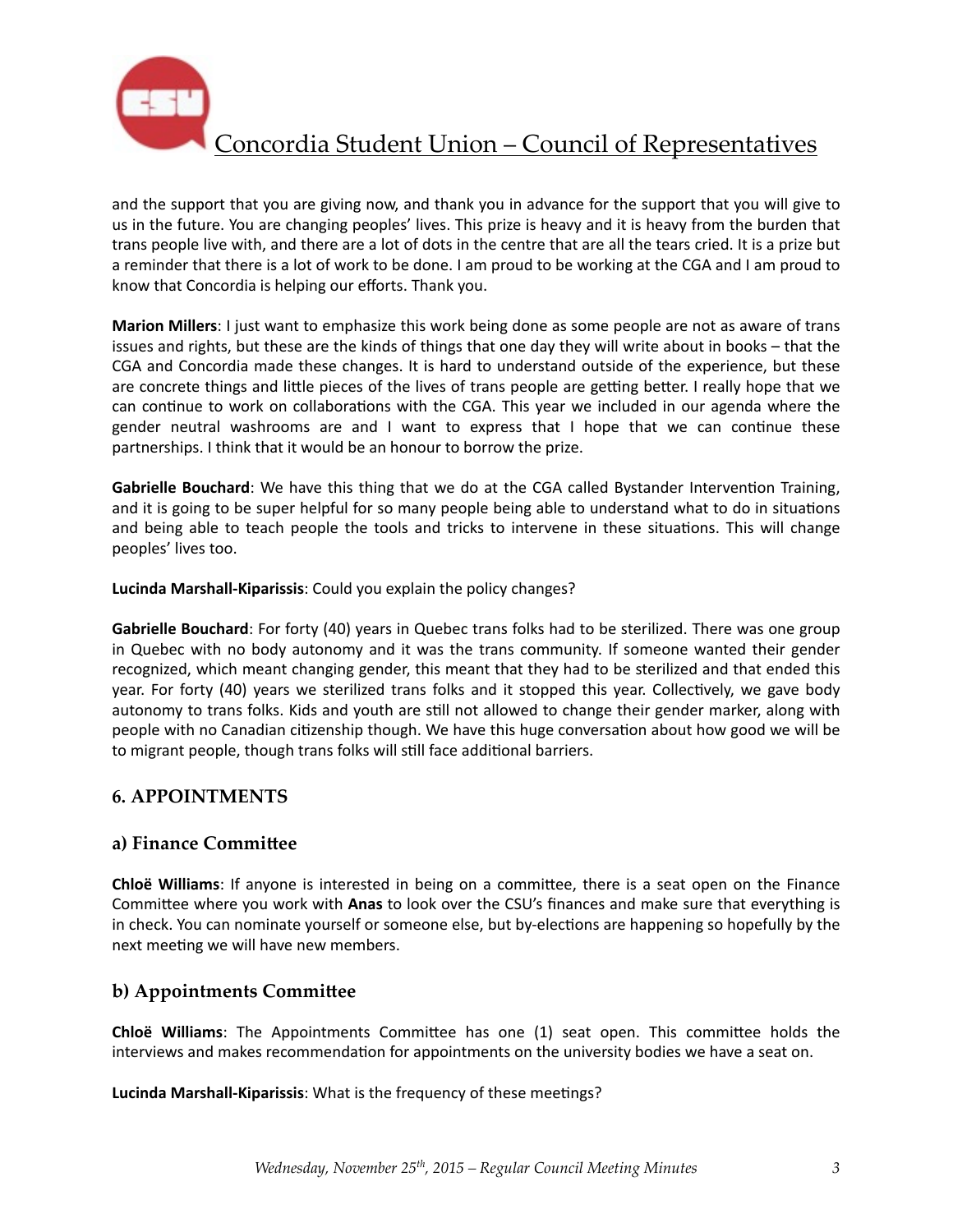and the support that you are giving now, and thank you in advance for the support that you will give to us in the future. You are changing peoples' lives. This prize is heavy and it is heavy from the burden that trans people live with, and there are a lot of dots in the centre that are all the tears cried. It is a prize but a reminder that there is a lot of work to be done. I am proud to be working at the CGA and I am proud to know that Concordia is helping our efforts. Thank you.

**Marion Millers**: I just want to emphasize this work being done as some people are not as aware of trans issues and rights, but these are the kinds of things that one day they will write about in books – that the CGA and Concordia made these changes. It is hard to understand outside of the experience, but these are concrete things and little pieces of the lives of trans people are getting better. I really hope that we can continue to work on collaborations with the CGA. This year we included in our agenda where the gender neutral washrooms are and I want to express that I hope that we can continue these partnerships. I think that it would be an honour to borrow the prize.

**Gabrielle Bouchard**: We have this thing that we do at the CGA called Bystander Intervention Training, and it is going to be super helpful for so many people being able to understand what to do in situations and being able to teach people the tools and tricks to intervene in these situations. This will change peoples' lives too.

**Lucinda Marshall-Kiparissis**: Could you explain the policy changes?

**Gabrielle Bouchard**: For forty (40) years in Quebec trans folks had to be sterilized. There was one group in Quebec with no body autonomy and it was the trans community. If someone wanted their gender recognized, which meant changing gender, this meant that they had to be sterilized and that ended this year. For forty (40) years we sterilized trans folks and it stopped this year. Collectively, we gave body autonomy to trans folks. Kids and youth are still not allowed to change their gender marker, along with people with no Canadian citizenship though. We have this huge conversation about how good we will be to migrant people, though trans folks will still face additional barriers.

## 6. APPOINTMENTS

### a) Finance Committee

**Chloë Williams**: If anyone is interested in being on a committee, there is a seat open on the Finance Committee where you work with **Anas** to look over the CSU's finances and make sure that everything is in check. You can nominate yourself or someone else, but by-elections are happening so hopefully by the next meeting we will have new members.

### b) Appointments Committee

**Chloë Williams**: The Appointments Committee has one (1) seat open. This committee holds the interviews and makes recommendation for appointments on the university bodies we have a seat on.

**Lucinda Marshall-Kiparissis**: What is the frequency of these meetings?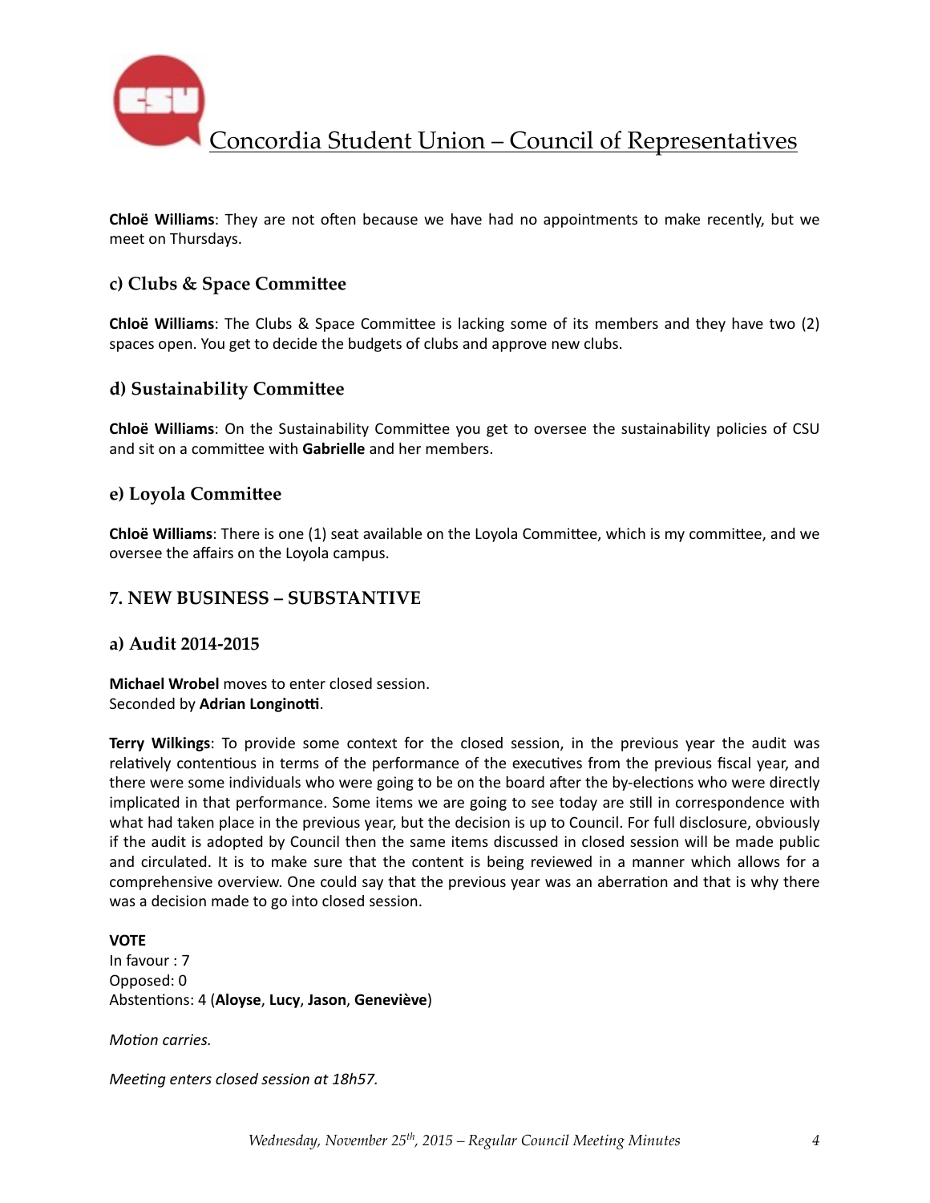**Chloë Williams**: They are not often because we have had no appointments to make recently, but we meet on Thursdays.

### c) Clubs & Space Committee

**Chloë Williams**: The Clubs & Space Committee is lacking some of its members and they have two (2) spaces open. You get to decide the budgets of clubs and approve new clubs.

### d) Sustainability Committee

**Chloë Williams**: On the Sustainability Committee you get to oversee the sustainability policies of CSU and sit on a committee with **Gabrielle** and her members.

### e) Loyola Committee

**Chloë Williams**: There is one (1) seat available on the Loyola Committee, which is my committee, and we oversee the affairs on the Loyola campus.

## 7. NEW BUSINESS – SUBSTANTIVE

### a) Audit 2014-2015

**Michael Wrobel** moves to enter closed session.
Seconded by **Adrian Longinotti**.

**Terry Wilkings**: To provide some context for the closed session, in the previous year the audit was relatively contentious in terms of the performance of the executives from the previous fiscal year, and there were some individuals who were going to be on the board after the by-elections who were directly implicated in that performance. Some items we are going to see today are still in correspondence with what had taken place in the previous year, but the decision is up to Council. For full disclosure, obviously if the audit is adopted by Council then the same items discussed in closed session will be made public and circulated. It is to make sure that the content is being reviewed in a manner which allows for a comprehensive overview. One could say that the previous year was an aberration and that is why there was a decision made to go into closed session.

**VOTE**
In favour : 7
Opposed: 0
Abstentions: 4 (**Aloyse**, **Lucy**, **Jason**, **Geneviève**)

*Motion carries.*

*Meeting enters closed session at 18h57.*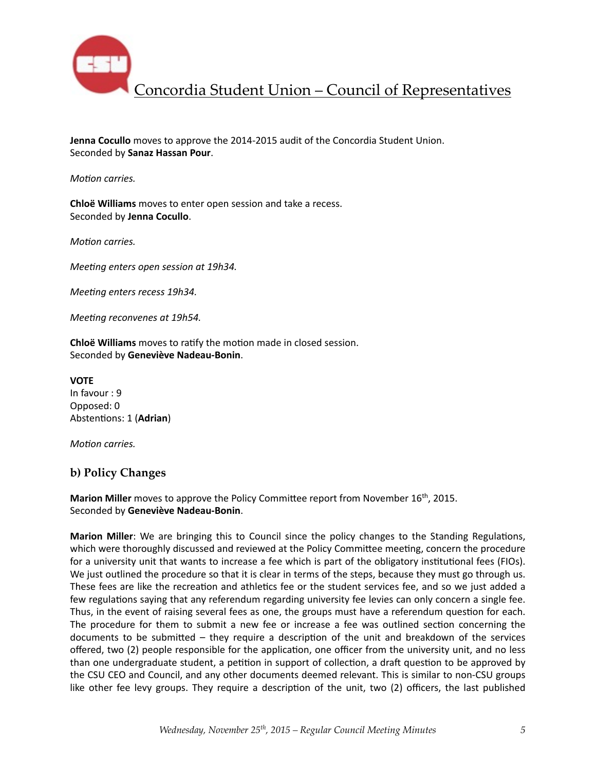**Jenna Cocullo** moves to approve the 2014-2015 audit of the Concordia Student Union.
Seconded by **Sanaz Hassan Pour**.

*Motion carries.*

**Chloë Williams** moves to enter open session and take a recess.
Seconded by **Jenna Cocullo**.

*Motion carries.*

*Meeting enters open session at 19h34.*

*Meeting enters recess 19h34.*

*Meeting reconvenes at 19h54.*

**Chloë Williams** moves to ratify the motion made in closed session.
Seconded by **Geneviève Nadeau-Bonin**.

**VOTE**
In favour : 9
Opposed: 0
Abstentions: 1 (**Adrian**)

*Motion carries.*

### b) Policy Changes

**Marion Miller** moves to approve the Policy Committee report from November 16th, 2015.
Seconded by **Geneviève Nadeau-Bonin**.

**Marion Miller**: We are bringing this to Council since the policy changes to the Standing Regulations, which were thoroughly discussed and reviewed at the Policy Committee meeting, concern the procedure for a university unit that wants to increase a fee which is part of the obligatory institutional fees (FIOs). We just outlined the procedure so that it is clear in terms of the steps, because they must go through us. These fees are like the recreation and athletics fee or the student services fee, and so we just added a few regulations saying that any referendum regarding university fee levies can only concern a single fee. Thus, in the event of raising several fees as one, the groups must have a referendum question for each. The procedure for them to submit a new fee or increase a fee was outlined section concerning the documents to be submitted – they require a description of the unit and breakdown of the services offered, two (2) people responsible for the application, one officer from the university unit, and no less than one undergraduate student, a petition in support of collection, a draft question to be approved by the CSU CEO and Council, and any other documents deemed relevant. This is similar to non-CSU groups like other fee levy groups. They require a description of the unit, two (2) officers, the last published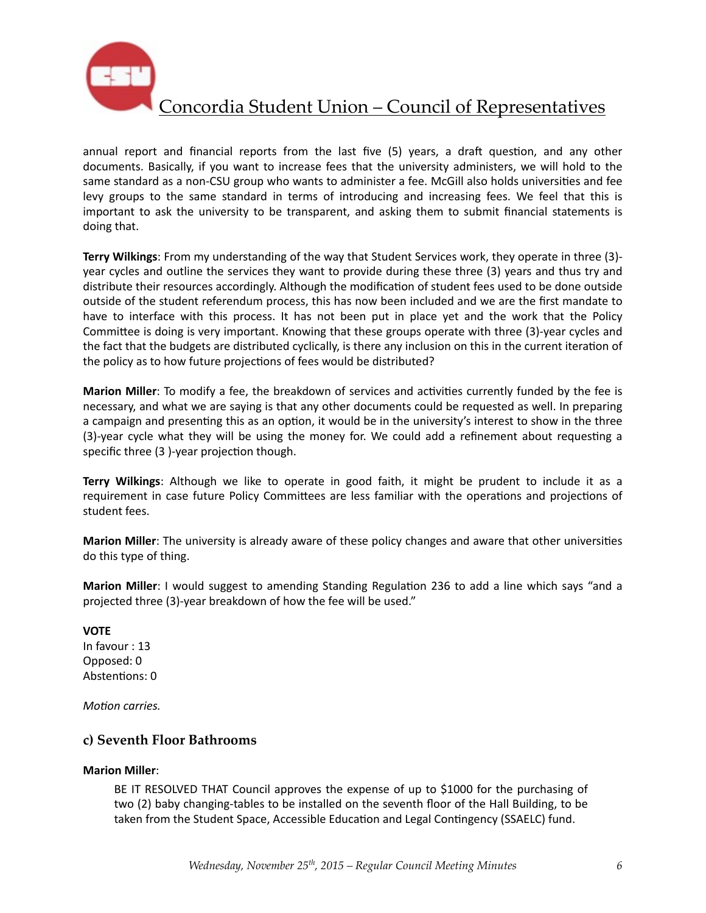annual report and financial reports from the last five (5) years, a draft question, and any other documents. Basically, if you want to increase fees that the university administers, we will hold to the same standard as a non-CSU group who wants to administer a fee. McGill also holds universities and fee levy groups to the same standard in terms of introducing and increasing fees. We feel that this is important to ask the university to be transparent, and asking them to submit financial statements is doing that.

**Terry Wilkings**: From my understanding of the way that Student Services work, they operate in three (3)-year cycles and outline the services they want to provide during these three (3) years and thus try and distribute their resources accordingly. Although the modification of student fees used to be done outside outside of the student referendum process, this has now been included and we are the first mandate to have to interface with this process. It has not been put in place yet and the work that the Policy Committee is doing is very important. Knowing that these groups operate with three (3)-year cycles and the fact that the budgets are distributed cyclically, is there any inclusion on this in the current iteration of the policy as to how future projections of fees would be distributed?

**Marion Miller**: To modify a fee, the breakdown of services and activities currently funded by the fee is necessary, and what we are saying is that any other documents could be requested as well. In preparing a campaign and presenting this as an option, it would be in the university's interest to show in the three (3)-year cycle what they will be using the money for. We could add a refinement about requesting a specific three (3 )-year projection though.

**Terry Wilkings**: Although we like to operate in good faith, it might be prudent to include it as a requirement in case future Policy Committees are less familiar with the operations and projections of student fees.

**Marion Miller**: The university is already aware of these policy changes and aware that other universities do this type of thing.

**Marion Miller**: I would suggest to amending Standing Regulation 236 to add a line which says "and a projected three (3)-year breakdown of how the fee will be used."

**VOTE**
In favour : 13
Opposed: 0
Abstentions: 0

*Motion carries.*

### c) Seventh Floor Bathrooms

**Marion Miller**:

> BE IT RESOLVED THAT Council approves the expense of up to $1000 for the purchasing of two (2) baby changing-tables to be installed on the seventh floor of the Hall Building, to be taken from the Student Space, Accessible Education and Legal Contingency (SSAELC) fund.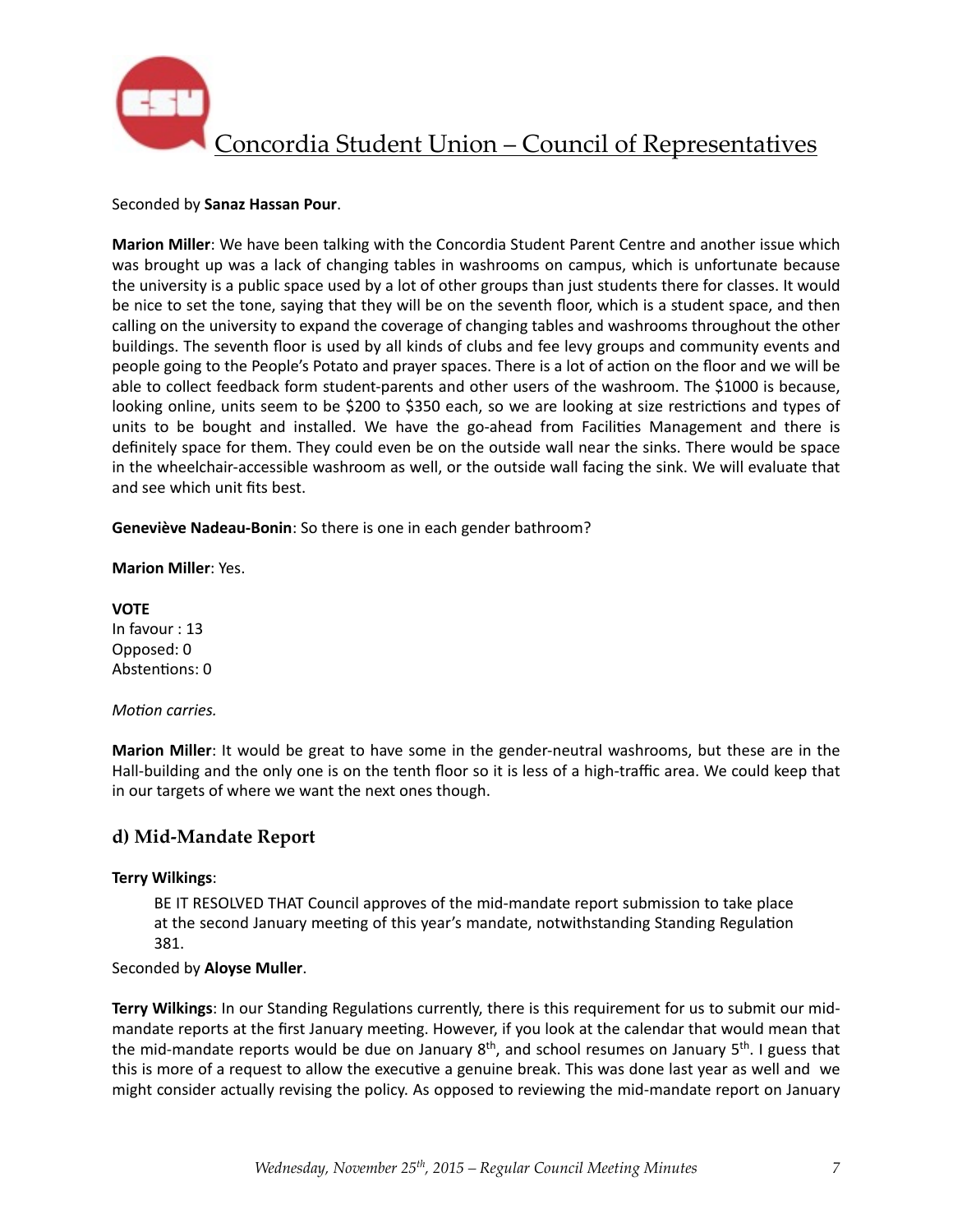Seconded by **Sanaz Hassan Pour**.

**Marion Miller**: We have been talking with the Concordia Student Parent Centre and another issue which was brought up was a lack of changing tables in washrooms on campus, which is unfortunate because the university is a public space used by a lot of other groups than just students there for classes. It would be nice to set the tone, saying that they will be on the seventh floor, which is a student space, and then calling on the university to expand the coverage of changing tables and washrooms throughout the other buildings. The seventh floor is used by all kinds of clubs and fee levy groups and community events and people going to the People's Potato and prayer spaces. There is a lot of action on the floor and we will be able to collect feedback form student-parents and other users of the washroom. The $1000 is because, looking online, units seem to be $200 to $350 each, so we are looking at size restrictions and types of units to be bought and installed. We have the go-ahead from Facilities Management and there is definitely space for them. They could even be on the outside wall near the sinks. There would be space in the wheelchair-accessible washroom as well, or the outside wall facing the sink. We will evaluate that and see which unit fits best.

**Geneviève Nadeau-Bonin**: So there is one in each gender bathroom?

**Marion Miller**: Yes.

**VOTE**
In favour : 13
Opposed: 0
Abstentions: 0

*Motion carries.*

**Marion Miller**: It would be great to have some in the gender-neutral washrooms, but these are in the Hall-building and the only one is on the tenth floor so it is less of a high-traffic area. We could keep that in our targets of where we want the next ones though.

## d) Mid-Mandate Report

**Terry Wilkings**:

> BE IT RESOLVED THAT Council approves of the mid-mandate report submission to take place at the second January meeting of this year's mandate, notwithstanding Standing Regulation 381.

Seconded by **Aloyse Muller**.

**Terry Wilkings**: In our Standing Regulations currently, there is this requirement for us to submit our mid-mandate reports at the first January meeting. However, if you look at the calendar that would mean that the mid-mandate reports would be due on January 8th, and school resumes on January 5th. I guess that this is more of a request to allow the executive a genuine break. This was done last year as well and we might consider actually revising the policy. As opposed to reviewing the mid-mandate report on January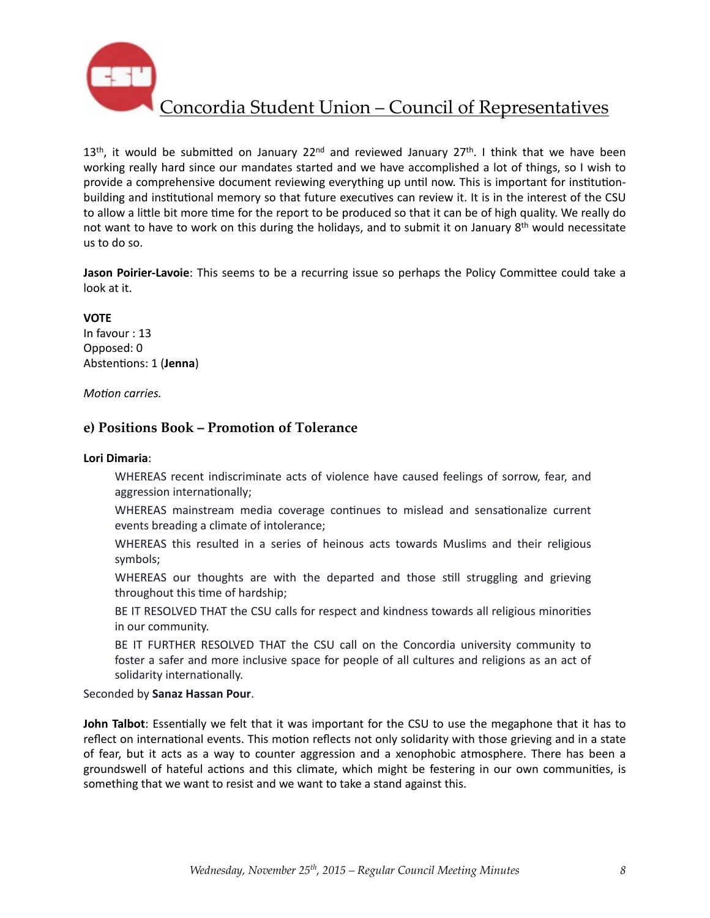13th, it would be submitted on January 22nd and reviewed January 27th. I think that we have been working really hard since our mandates started and we have accomplished a lot of things, so I wish to provide a comprehensive document reviewing everything up until now. This is important for institution-building and institutional memory so that future executives can review it. It is in the interest of the CSU to allow a little bit more time for the report to be produced so that it can be of high quality. We really do not want to have to work on this during the holidays, and to submit it on January 8th would necessitate us to do so.

**Jason Poirier-Lavoie**: This seems to be a recurring issue so perhaps the Policy Committee could take a look at it.

**VOTE**
In favour : 13
Opposed: 0
Abstentions: 1 (**Jenna**)

*Motion carries.*

## e) Positions Book – Promotion of Tolerance

**Lori Dimaria**:

> WHEREAS recent indiscriminate acts of violence have caused feelings of sorrow, fear, and aggression internationally;
>
> WHEREAS mainstream media coverage continues to mislead and sensationalize current events breading a climate of intolerance;
>
> WHEREAS this resulted in a series of heinous acts towards Muslims and their religious symbols;
>
> WHEREAS our thoughts are with the departed and those still struggling and grieving throughout this time of hardship;
>
> BE IT RESOLVED THAT the CSU calls for respect and kindness towards all religious minorities in our community.
>
> BE IT FURTHER RESOLVED THAT the CSU call on the Concordia university community to foster a safer and more inclusive space for people of all cultures and religions as an act of solidarity internationally.

Seconded by **Sanaz Hassan Pour**.

**John Talbot**: Essentially we felt that it was important for the CSU to use the megaphone that it has to reflect on international events. This motion reflects not only solidarity with those grieving and in a state of fear, but it acts as a way to counter aggression and a xenophobic atmosphere. There has been a groundswell of hateful actions and this climate, which might be festering in our own communities, is something that we want to resist and we want to take a stand against this.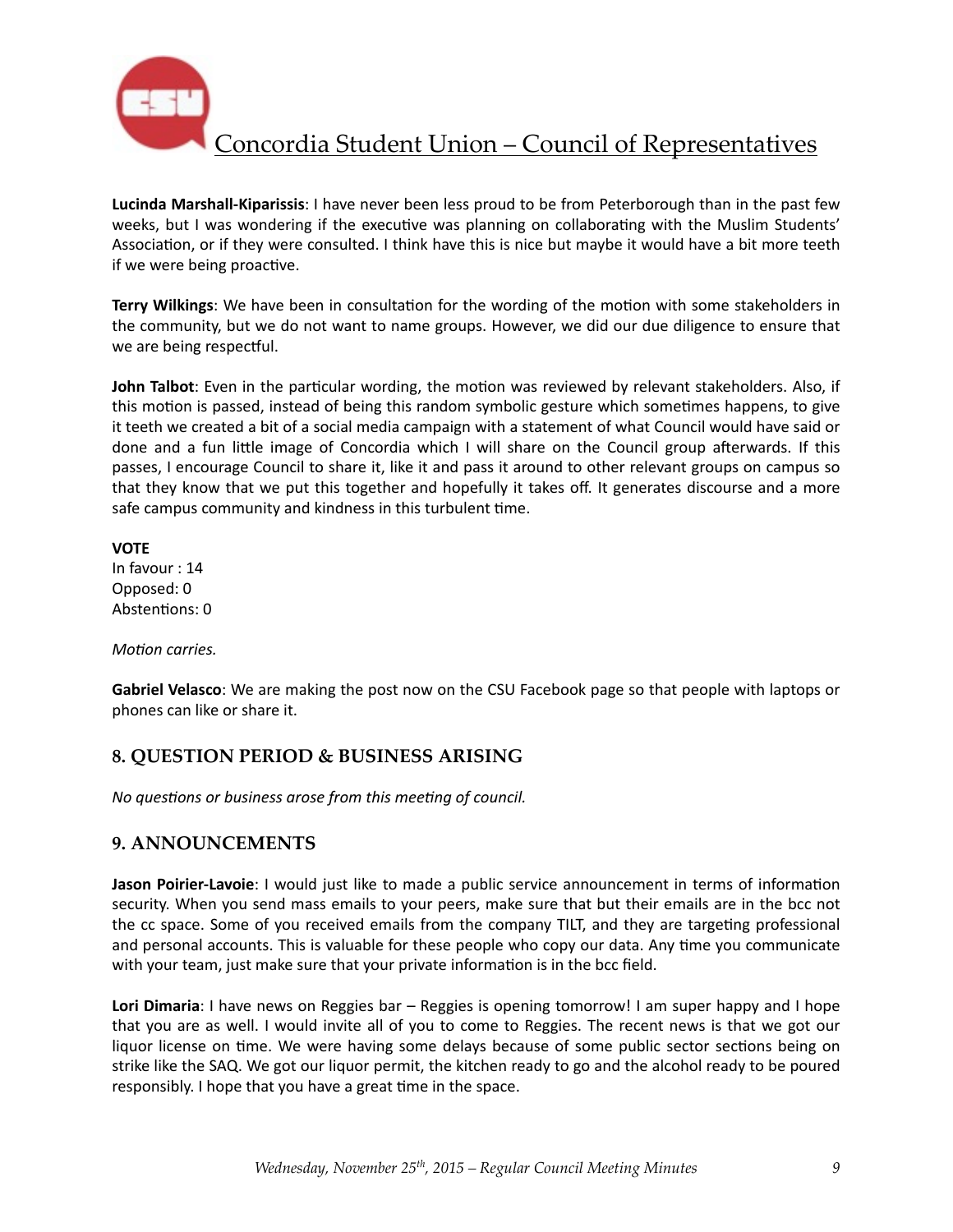**Lucinda Marshall-Kiparissis**: I have never been less proud to be from Peterborough than in the past few weeks, but I was wondering if the executive was planning on collaborating with the Muslim Students' Association, or if they were consulted. I think have this is nice but maybe it would have a bit more teeth if we were being proactive.

**Terry Wilkings**: We have been in consultation for the wording of the motion with some stakeholders in the community, but we do not want to name groups. However, we did our due diligence to ensure that we are being respectful.

**John Talbot**: Even in the particular wording, the motion was reviewed by relevant stakeholders. Also, if this motion is passed, instead of being this random symbolic gesture which sometimes happens, to give it teeth we created a bit of a social media campaign with a statement of what Council would have said or done and a fun little image of Concordia which I will share on the Council group afterwards. If this passes, I encourage Council to share it, like it and pass it around to other relevant groups on campus so that they know that we put this together and hopefully it takes off. It generates discourse and a more safe campus community and kindness in this turbulent time.

**VOTE**
In favour : 14
Opposed: 0
Abstentions: 0

*Motion carries.*

**Gabriel Velasco**: We are making the post now on the CSU Facebook page so that people with laptops or phones can like or share it.

## 8. QUESTION PERIOD & BUSINESS ARISING

*No questions or business arose from this meeting of council.*

## 9. ANNOUNCEMENTS

**Jason Poirier-Lavoie**: I would just like to made a public service announcement in terms of information security. When you send mass emails to your peers, make sure that but their emails are in the bcc not the cc space. Some of you received emails from the company TILT, and they are targeting professional and personal accounts. This is valuable for these people who copy our data. Any time you communicate with your team, just make sure that your private information is in the bcc field.

**Lori Dimaria**: I have news on Reggies bar – Reggies is opening tomorrow! I am super happy and I hope that you are as well. I would invite all of you to come to Reggies. The recent news is that we got our liquor license on time. We were having some delays because of some public sector sections being on strike like the SAQ. We got our liquor permit, the kitchen ready to go and the alcohol ready to be poured responsibly. I hope that you have a great time in the space.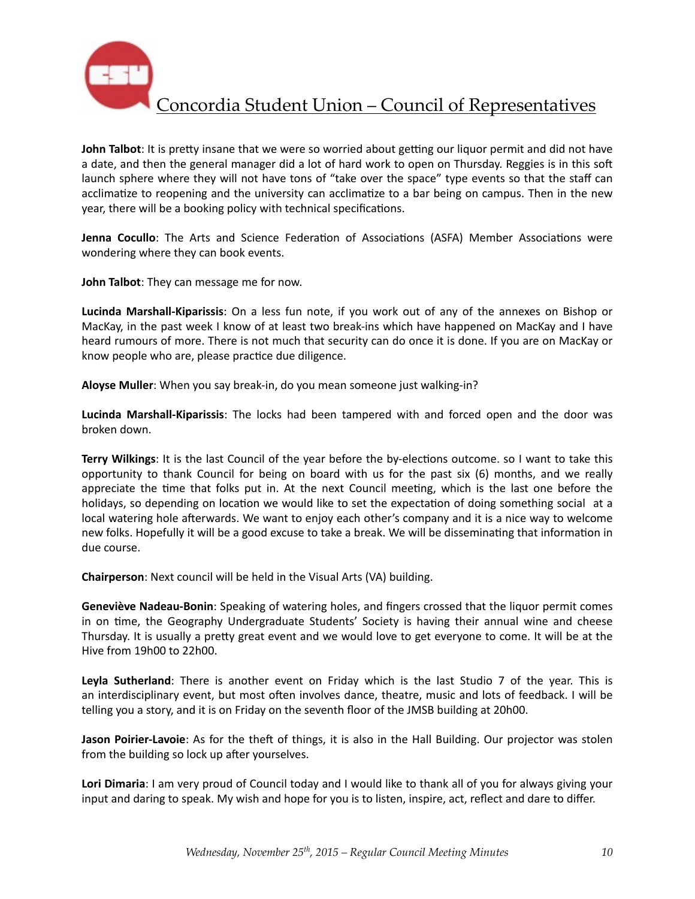**John Talbot**: It is pretty insane that we were so worried about getting our liquor permit and did not have a date, and then the general manager did a lot of hard work to open on Thursday. Reggies is in this soft launch sphere where they will not have tons of "take over the space" type events so that the staff can acclimatize to reopening and the university can acclimatize to a bar being on campus. Then in the new year, there will be a booking policy with technical specifications.

**Jenna Cocullo**: The Arts and Science Federation of Associations (ASFA) Member Associations were wondering where they can book events.

**John Talbot**: They can message me for now.

**Lucinda Marshall-Kiparissis**: On a less fun note, if you work out of any of the annexes on Bishop or MacKay, in the past week I know of at least two break-ins which have happened on MacKay and I have heard rumours of more. There is not much that security can do once it is done. If you are on MacKay or know people who are, please practice due diligence.

**Aloyse Muller**: When you say break-in, do you mean someone just walking-in?

**Lucinda Marshall-Kiparissis**: The locks had been tampered with and forced open and the door was broken down.

**Terry Wilkings**: It is the last Council of the year before the by-elections outcome. so I want to take this opportunity to thank Council for being on board with us for the past six (6) months, and we really appreciate the time that folks put in. At the next Council meeting, which is the last one before the holidays, so depending on location we would like to set the expectation of doing something social at a local watering hole afterwards. We want to enjoy each other's company and it is a nice way to welcome new folks. Hopefully it will be a good excuse to take a break. We will be disseminating that information in due course.

**Chairperson**: Next council will be held in the Visual Arts (VA) building.

**Geneviève Nadeau-Bonin**: Speaking of watering holes, and fingers crossed that the liquor permit comes in on time, the Geography Undergraduate Students' Society is having their annual wine and cheese Thursday. It is usually a pretty great event and we would love to get everyone to come. It will be at the Hive from 19h00 to 22h00.

**Leyla Sutherland**: There is another event on Friday which is the last Studio 7 of the year. This is an interdisciplinary event, but most often involves dance, theatre, music and lots of feedback. I will be telling you a story, and it is on Friday on the seventh floor of the JMSB building at 20h00.

**Jason Poirier-Lavoie**: As for the theft of things, it is also in the Hall Building. Our projector was stolen from the building so lock up after yourselves.

**Lori Dimaria**: I am very proud of Council today and I would like to thank all of you for always giving your input and daring to speak. My wish and hope for you is to listen, inspire, act, reflect and dare to differ.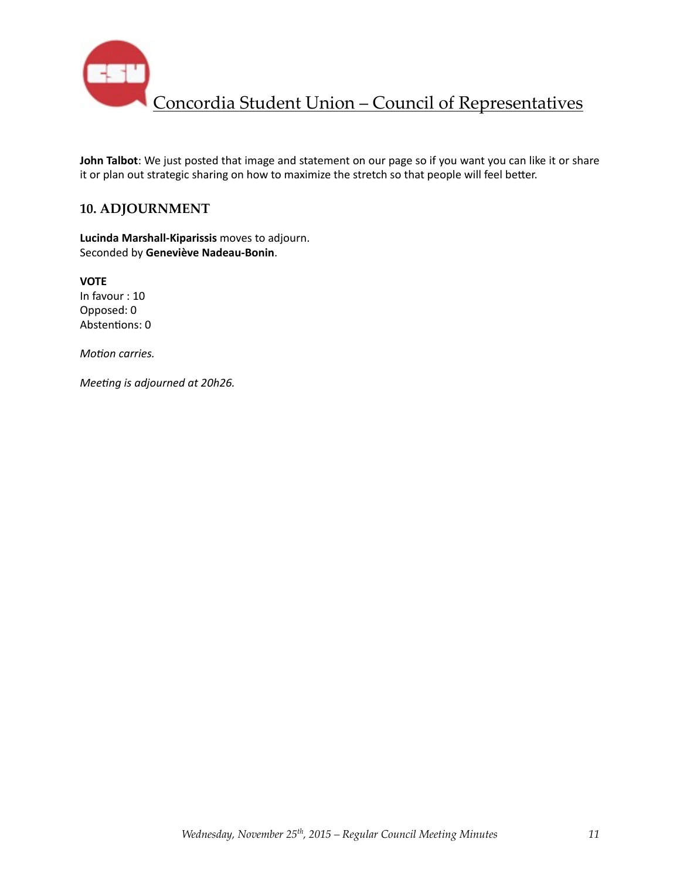**John Talbot**: We just posted that image and statement on our page so if you want you can like it or share it or plan out strategic sharing on how to maximize the stretch so that people will feel better.

## 10. ADJOURNMENT

**Lucinda Marshall-Kiparissis** moves to adjourn.
Seconded by **Geneviève Nadeau-Bonin**.

**VOTE**
In favour : 10
Opposed: 0
Abstentions: 0

*Motion carries.*

*Meeting is adjourned at 20h26.*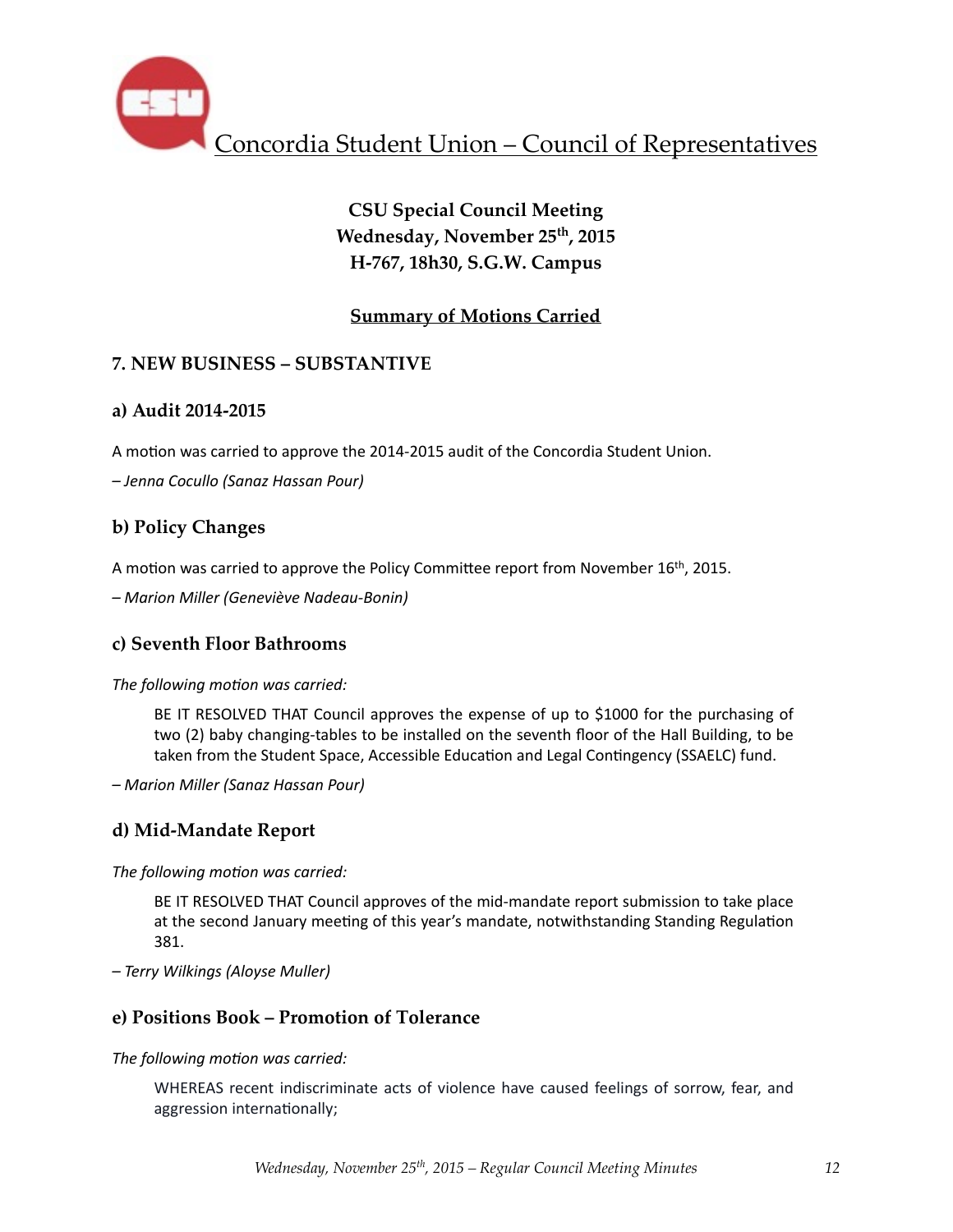# Concordia Student Union – Council of Representatives

**CSU Special Council Meeting**
**Wednesday, November 25th, 2015**
**H-767, 18h30, S.G.W. Campus**

**Summary of Motions Carried**

## 7. NEW BUSINESS – SUBSTANTIVE

### a) Audit 2014-2015

A motion was carried to approve the 2014-2015 audit of the Concordia Student Union.

*– Jenna Cocullo (Sanaz Hassan Pour)*

### b) Policy Changes

A motion was carried to approve the Policy Committee report from November 16th, 2015.

*– Marion Miller (Geneviève Nadeau-Bonin)*

### c) Seventh Floor Bathrooms

*The following motion was carried:*

> BE IT RESOLVED THAT Council approves the expense of up to $1000 for the purchasing of two (2) baby changing-tables to be installed on the seventh floor of the Hall Building, to be taken from the Student Space, Accessible Education and Legal Contingency (SSAELC) fund.

*– Marion Miller (Sanaz Hassan Pour)*

### d) Mid-Mandate Report

*The following motion was carried:*

> BE IT RESOLVED THAT Council approves of the mid-mandate report submission to take place at the second January meeting of this year's mandate, notwithstanding Standing Regulation 381.

*– Terry Wilkings (Aloyse Muller)*

### e) Positions Book – Promotion of Tolerance

*The following motion was carried:*

> WHEREAS recent indiscriminate acts of violence have caused feelings of sorrow, fear, and aggression internationally;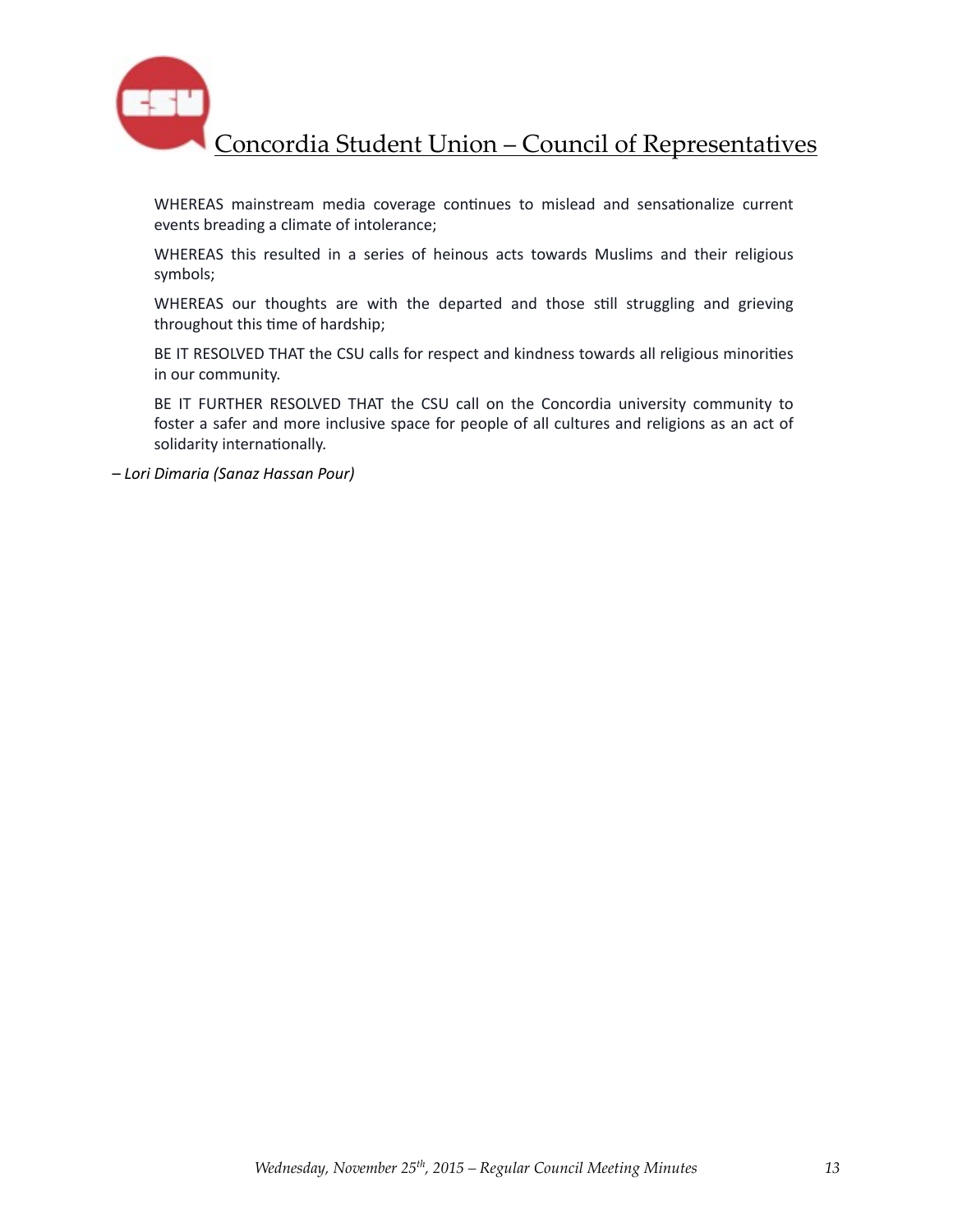WHEREAS mainstream media coverage continues to mislead and sensationalize current events breading a climate of intolerance;

WHEREAS this resulted in a series of heinous acts towards Muslims and their religious symbols;

WHEREAS our thoughts are with the departed and those still struggling and grieving throughout this time of hardship;

BE IT RESOLVED THAT the CSU calls for respect and kindness towards all religious minorities in our community.

BE IT FURTHER RESOLVED THAT the CSU call on the Concordia university community to foster a safer and more inclusive space for people of all cultures and religions as an act of solidarity internationally.

*– Lori Dimaria (Sanaz Hassan Pour)*